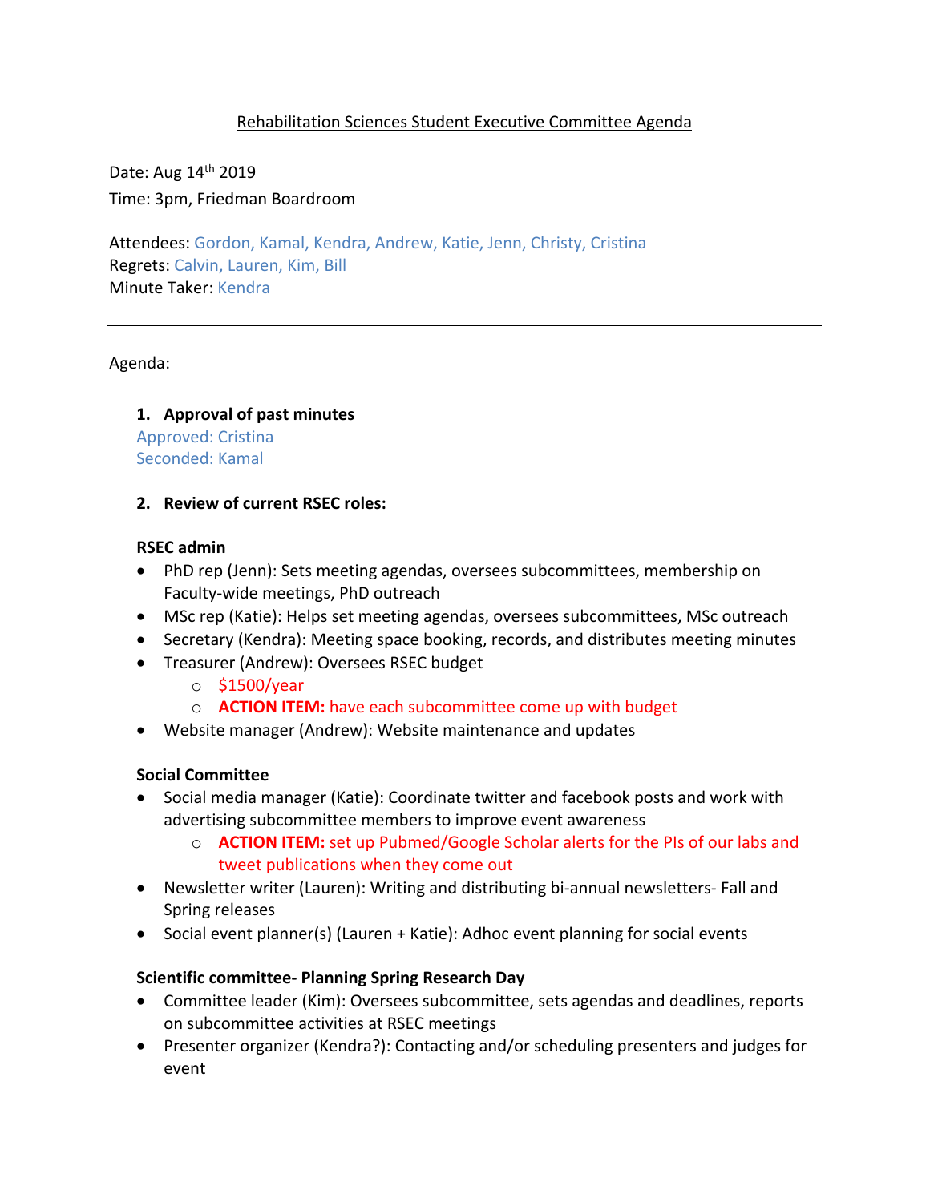# Rehabilitation Sciences Student Executive Committee Agenda

Date: Aug 14th 2019
Time: 3pm, Friedman Boardroom

Attendees: Gordon, Kamal, Kendra, Andrew, Katie, Jenn, Christy, Cristina
Regrets: Calvin, Lauren, Kim, Bill
Minute Taker: Kendra

---

Agenda:

1. **Approval of past minutes**
   Approved: Cristina
   Seconded: Kamal

2. **Review of current RSEC roles:**

**RSEC admin**

- PhD rep (Jenn): Sets meeting agendas, oversees subcommittees, membership on Faculty-wide meetings, PhD outreach
- MSc rep (Katie): Helps set meeting agendas, oversees subcommittees, MSc outreach
- Secretary (Kendra): Meeting space booking, records, and distributes meeting minutes
- Treasurer (Andrew): Oversees RSEC budget
  - $1500/year
  - **ACTION ITEM:** have each subcommittee come up with budget
- Website manager (Andrew): Website maintenance and updates

**Social Committee**

- Social media manager (Katie): Coordinate twitter and facebook posts and work with advertising subcommittee members to improve event awareness
  - **ACTION ITEM:** set up Pubmed/Google Scholar alerts for the PIs of our labs and tweet publications when they come out
- Newsletter writer (Lauren): Writing and distributing bi-annual newsletters- Fall and Spring releases
- Social event planner(s) (Lauren + Katie): Adhoc event planning for social events

**Scientific committee- Planning Spring Research Day**

- Committee leader (Kim): Oversees subcommittee, sets agendas and deadlines, reports on subcommittee activities at RSEC meetings
- Presenter organizer (Kendra?): Contacting and/or scheduling presenters and judges for event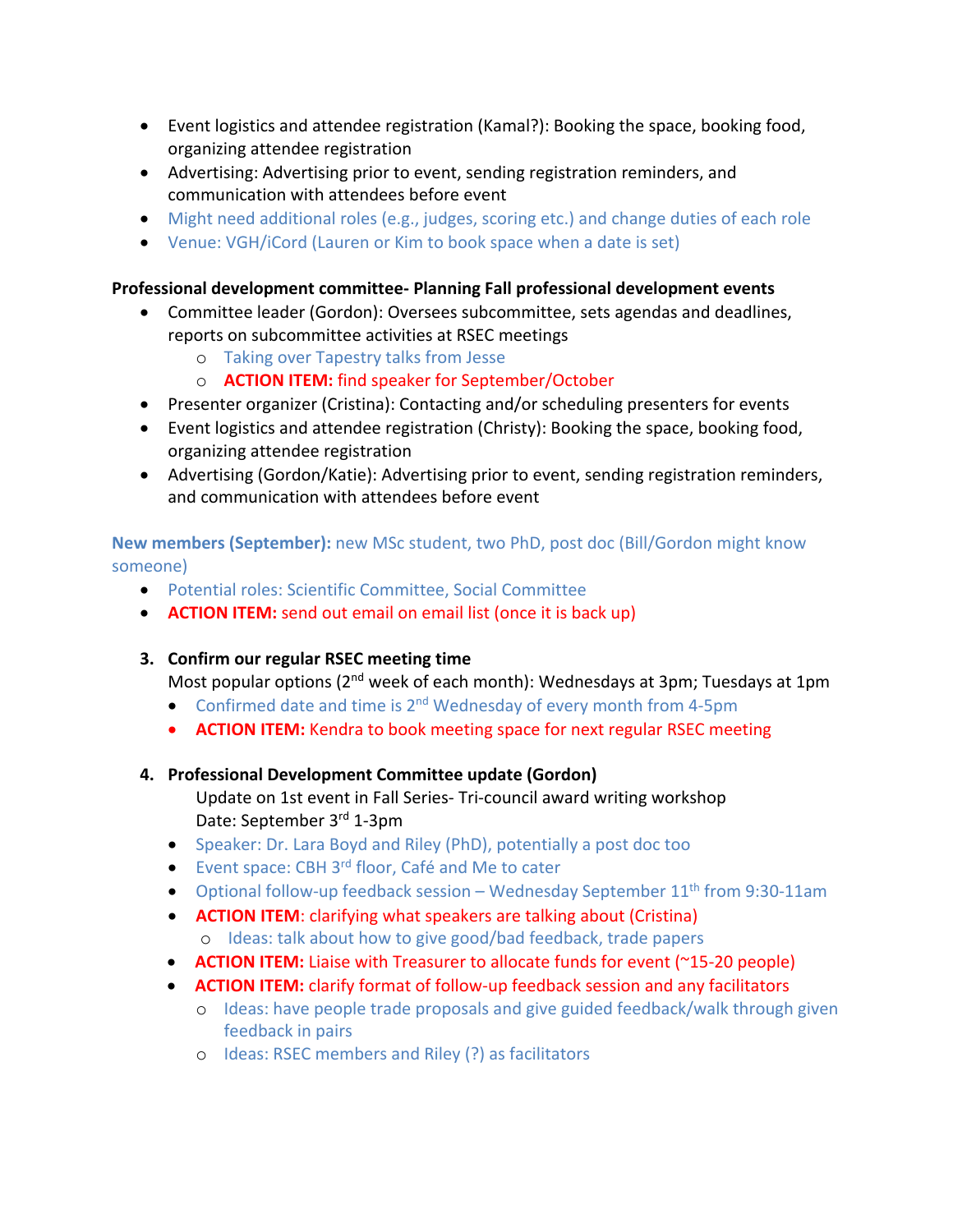- Event logistics and attendee registration (Kamal?): Booking the space, booking food, organizing attendee registration
- Advertising: Advertising prior to event, sending registration reminders, and communication with attendees before event
- Might need additional roles (e.g., judges, scoring etc.) and change duties of each role
- Venue: VGH/iCord (Lauren or Kim to book space when a date is set)

**Professional development committee- Planning Fall professional development events**

- Committee leader (Gordon): Oversees subcommittee, sets agendas and deadlines, reports on subcommittee activities at RSEC meetings
  - Taking over Tapestry talks from Jesse
  - **ACTION ITEM:** find speaker for September/October
- Presenter organizer (Cristina): Contacting and/or scheduling presenters for events
- Event logistics and attendee registration (Christy): Booking the space, booking food, organizing attendee registration
- Advertising (Gordon/Katie): Advertising prior to event, sending registration reminders, and communication with attendees before event

**New members (September):** new MSc student, two PhD, post doc (Bill/Gordon might know someone)

- Potential roles: Scientific Committee, Social Committee
- **ACTION ITEM:** send out email on email list (once it is back up)

3. **Confirm our regular RSEC meeting time**

   Most popular options (2nd week of each month): Wednesdays at 3pm; Tuesdays at 1pm

   - Confirmed date and time is 2nd Wednesday of every month from 4-5pm
   - **ACTION ITEM:** Kendra to book meeting space for next regular RSEC meeting

4. **Professional Development Committee update (Gordon)**

   Update on 1st event in Fall Series- Tri-council award writing workshop

   Date: September 3rd 1-3pm

   - Speaker: Dr. Lara Boyd and Riley (PhD), potentially a post doc too
   - Event space: CBH 3rd floor, Café and Me to cater
   - Optional follow-up feedback session – Wednesday September 11th from 9:30-11am
   - **ACTION ITEM**: clarifying what speakers are talking about (Cristina)
     - Ideas: talk about how to give good/bad feedback, trade papers
   - **ACTION ITEM:** Liaise with Treasurer to allocate funds for event (~15-20 people)
   - **ACTION ITEM:** clarify format of follow-up feedback session and any facilitators
     - Ideas: have people trade proposals and give guided feedback/walk through given feedback in pairs
     - Ideas: RSEC members and Riley (?) as facilitators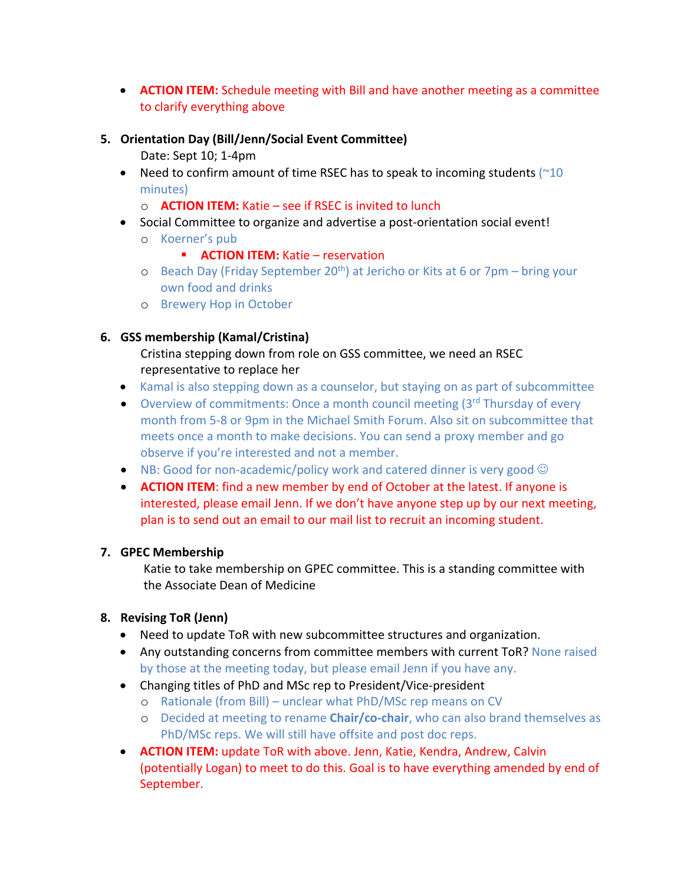- **ACTION ITEM:** Schedule meeting with Bill and have another meeting as a committee to clarify everything above

5. **Orientation Day (Bill/Jenn/Social Event Committee)**

   Date: Sept 10; 1-4pm

   - Need to confirm amount of time RSEC has to speak to incoming students (~10 minutes)
     - **ACTION ITEM:** Katie – see if RSEC is invited to lunch
   - Social Committee to organize and advertise a post-orientation social event!
     - Koerner's pub
       - **ACTION ITEM:** Katie – reservation
     - Beach Day (Friday September 20th) at Jericho or Kits at 6 or 7pm – bring your own food and drinks
     - Brewery Hop in October

6. **GSS membership (Kamal/Cristina)**

   Cristina stepping down from role on GSS committee, we need an RSEC representative to replace her

   - Kamal is also stepping down as a counselor, but staying on as part of subcommittee
   - Overview of commitments: Once a month council meeting (3rd Thursday of every month from 5-8 or 9pm in the Michael Smith Forum. Also sit on subcommittee that meets once a month to make decisions. You can send a proxy member and go observe if you're interested and not a member.
   - NB: Good for non-academic/policy work and catered dinner is very good ☺
   - **ACTION ITEM**: find a new member by end of October at the latest. If anyone is interested, please email Jenn. If we don't have anyone step up by our next meeting, plan is to send out an email to our mail list to recruit an incoming student.

7. **GPEC Membership**

   Katie to take membership on GPEC committee. This is a standing committee with the Associate Dean of Medicine

8. **Revising ToR (Jenn)**
   - Need to update ToR with new subcommittee structures and organization.
   - Any outstanding concerns from committee members with current ToR? None raised by those at the meeting today, but please email Jenn if you have any.
   - Changing titles of PhD and MSc rep to President/Vice-president
     - Rationale (from Bill) – unclear what PhD/MSc rep means on CV
     - Decided at meeting to rename **Chair/co-chair**, who can also brand themselves as PhD/MSc reps. We will still have offsite and post doc reps.
   - **ACTION ITEM:** update ToR with above. Jenn, Katie, Kendra, Andrew, Calvin (potentially Logan) to meet to do this. Goal is to have everything amended by end of September.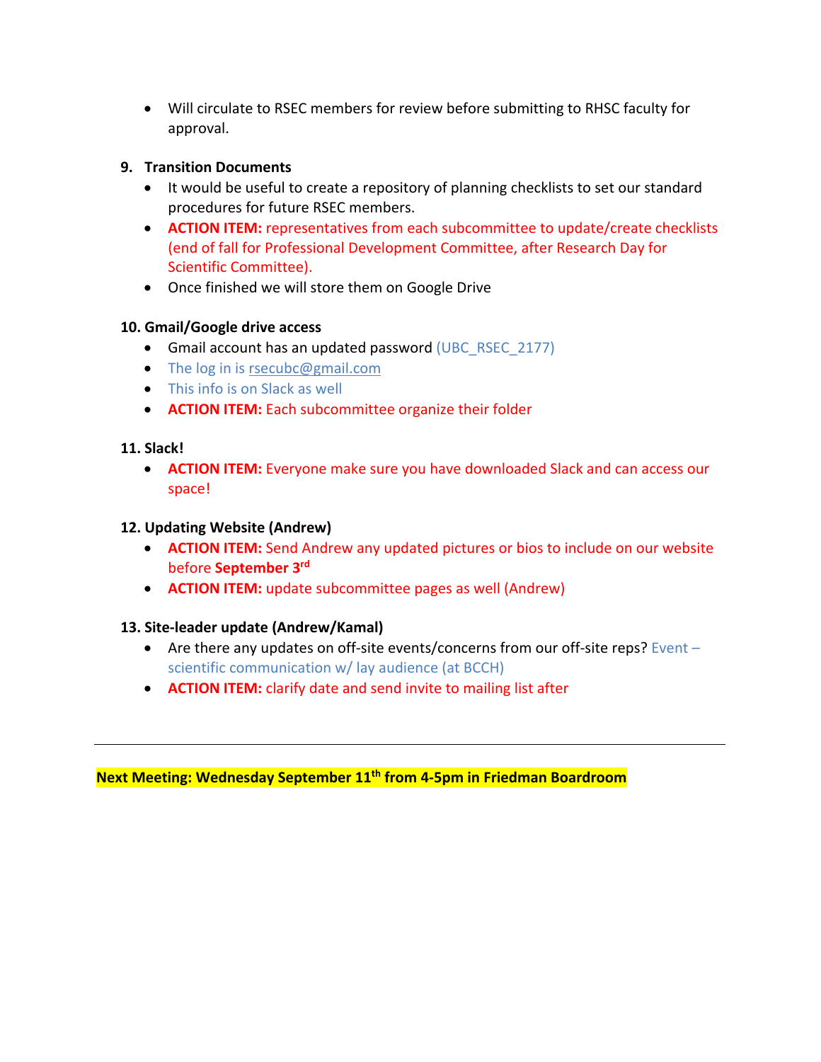- Will circulate to RSEC members for review before submitting to RHSC faculty for approval.

**9. Transition Documents**

- It would be useful to create a repository of planning checklists to set our standard procedures for future RSEC members.
- **ACTION ITEM:** representatives from each subcommittee to update/create checklists (end of fall for Professional Development Committee, after Research Day for Scientific Committee).
- Once finished we will store them on Google Drive

**10. Gmail/Google drive access**

- Gmail account has an updated password (UBC_RSEC_2177)
- The log in is rsecubc@gmail.com
- This info is on Slack as well
- **ACTION ITEM:** Each subcommittee organize their folder

**11. Slack!**

- **ACTION ITEM:** Everyone make sure you have downloaded Slack and can access our space!

**12. Updating Website (Andrew)**

- **ACTION ITEM:** Send Andrew any updated pictures or bios to include on our website before **September 3rd**
- **ACTION ITEM:** update subcommittee pages as well (Andrew)

**13. Site-leader update (Andrew/Kamal)**

- Are there any updates on off-site events/concerns from our off-site reps? Event – scientific communication w/ lay audience (at BCCH)
- **ACTION ITEM:** clarify date and send invite to mailing list after

---

**Next Meeting: Wednesday September 11th from 4-5pm in Friedman Boardroom**